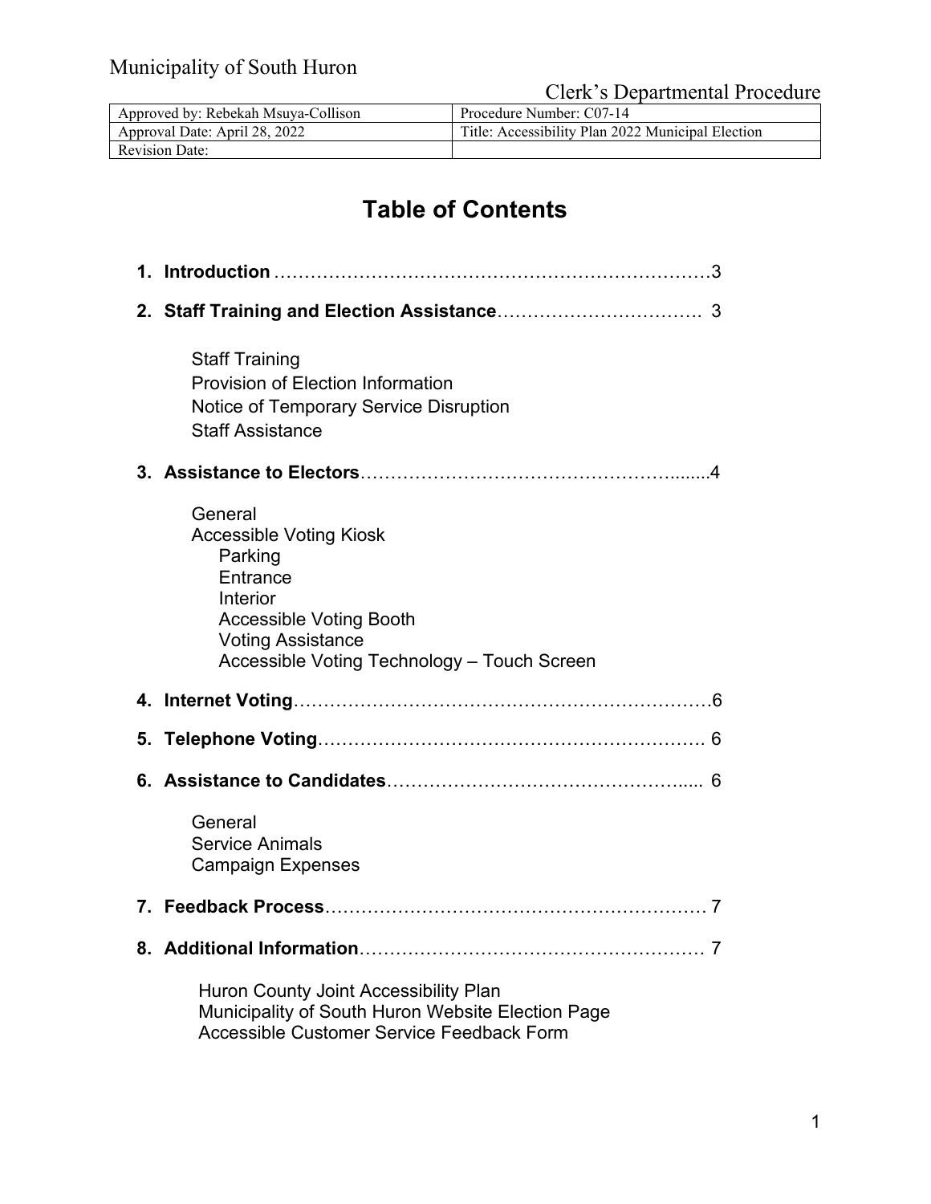Municipality of South Huron

Clerk's Departmental Procedure

| Approved by: Rebekah Msuya-Collison | Procedure Number: C07-14 |
| --- | --- |
| Approval Date: April 28, 2022 | Title: Accessibility Plan 2022 Municipal Election |
| Revision Date: | |

# Table of Contents

1. **Introduction** ……………………………………………………………3
2. **Staff Training and Election Assistance**……………………………. 3

   Staff Training
   Provision of Election Information
   Notice of Temporary Service Disruption
   Staff Assistance

3. **Assistance to Electors**……………………………………………......4

   General
   Accessible Voting Kiosk
      Parking
      Entrance
      Interior
      Accessible Voting Booth
      Voting Assistance
      Accessible Voting Technology – Touch Screen

4. **Internet Voting**……………………………………………………………6
5. **Telephone Voting**……………………………………………………… 6
6. **Assistance to Candidates**…………………………………………..... 6

   General
   Service Animals
   Campaign Expenses

7. **Feedback Process**……………………………………………………… 7
8. **Additional Information**………………………………………………… 7

   Huron County Joint Accessibility Plan
   Municipality of South Huron Website Election Page
   Accessible Customer Service Feedback Form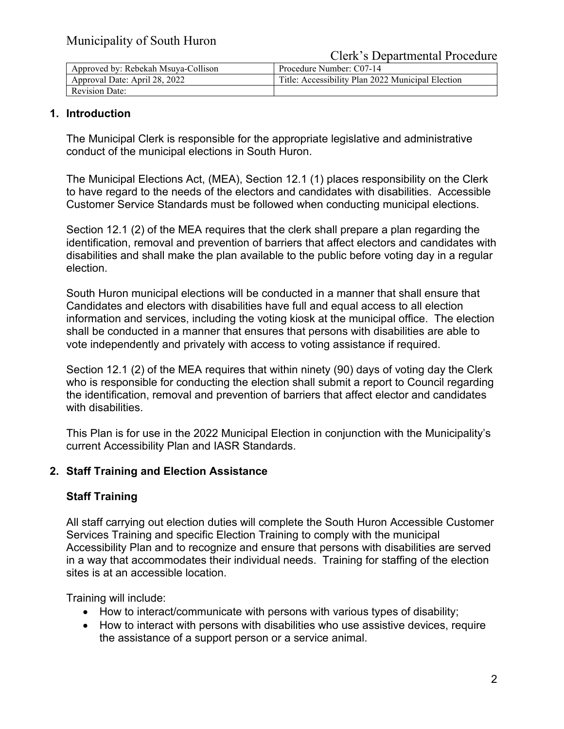Municipality of South Huron

Clerk's Departmental Procedure

| Approved by: Rebekah Msuya-Collison | Procedure Number: C07-14 |
| --- | --- |
| Approval Date: April 28, 2022 | Title: Accessibility Plan 2022 Municipal Election |
| Revision Date: | |

## 1. Introduction

The Municipal Clerk is responsible for the appropriate legislative and administrative conduct of the municipal elections in South Huron.

The Municipal Elections Act, (MEA), Section 12.1 (1) places responsibility on the Clerk to have regard to the needs of the electors and candidates with disabilities. Accessible Customer Service Standards must be followed when conducting municipal elections.

Section 12.1 (2) of the MEA requires that the clerk shall prepare a plan regarding the identification, removal and prevention of barriers that affect electors and candidates with disabilities and shall make the plan available to the public before voting day in a regular election.

South Huron municipal elections will be conducted in a manner that shall ensure that Candidates and electors with disabilities have full and equal access to all election information and services, including the voting kiosk at the municipal office. The election shall be conducted in a manner that ensures that persons with disabilities are able to vote independently and privately with access to voting assistance if required.

Section 12.1 (2) of the MEA requires that within ninety (90) days of voting day the Clerk who is responsible for conducting the election shall submit a report to Council regarding the identification, removal and prevention of barriers that affect elector and candidates with disabilities.

This Plan is for use in the 2022 Municipal Election in conjunction with the Municipality's current Accessibility Plan and IASR Standards.

## 2. Staff Training and Election Assistance

### Staff Training

All staff carrying out election duties will complete the South Huron Accessible Customer Services Training and specific Election Training to comply with the municipal Accessibility Plan and to recognize and ensure that persons with disabilities are served in a way that accommodates their individual needs. Training for staffing of the election sites is at an accessible location.

Training will include:

- How to interact/communicate with persons with various types of disability;
- How to interact with persons with disabilities who use assistive devices, require the assistance of a support person or a service animal.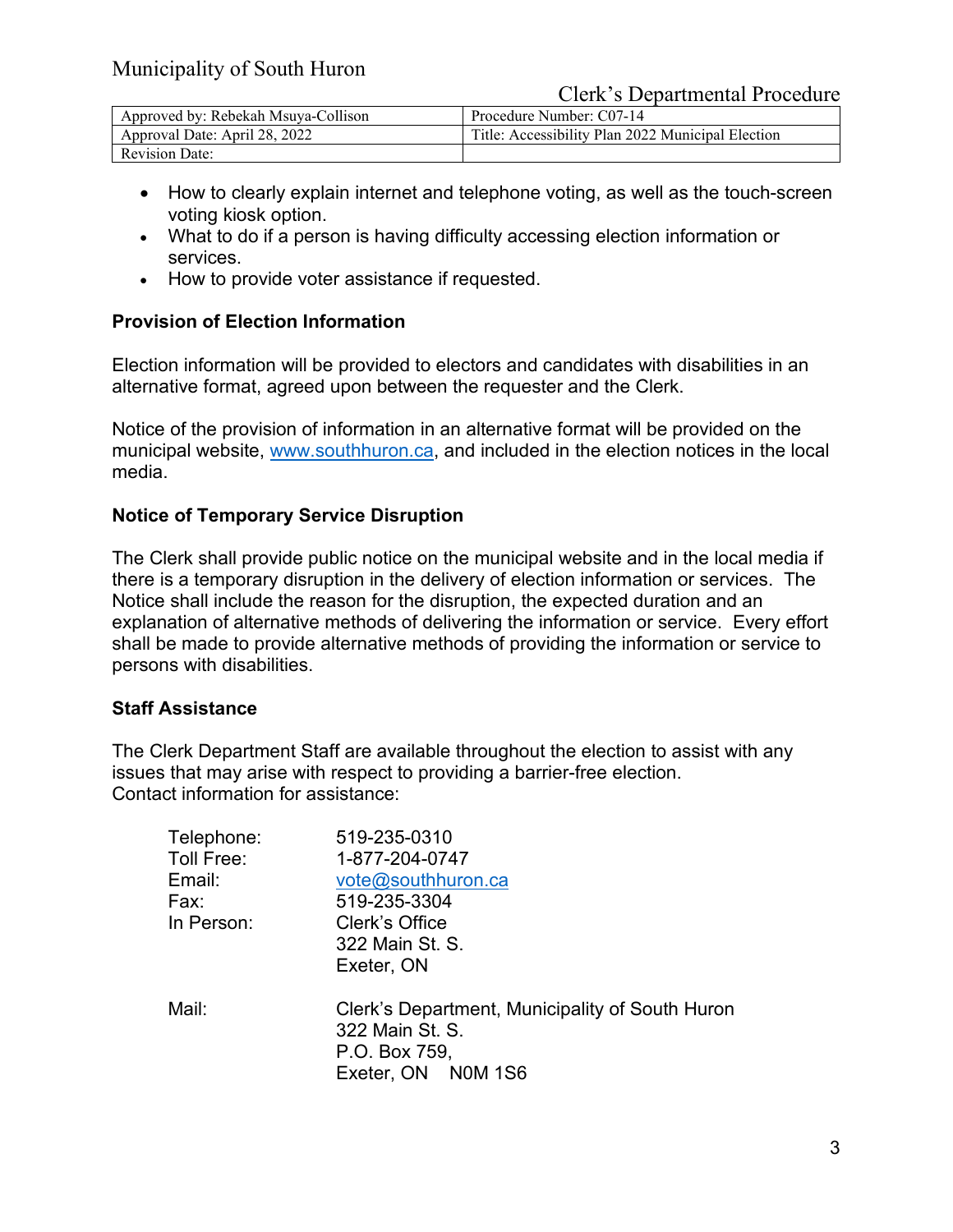- How to clearly explain internet and telephone voting, as well as the touch-screen voting kiosk option.
- What to do if a person is having difficulty accessing election information or services.
- How to provide voter assistance if requested.

**Provision of Election Information**

Election information will be provided to electors and candidates with disabilities in an alternative format, agreed upon between the requester and the Clerk.

Notice of the provision of information in an alternative format will be provided on the municipal website, www.southhuron.ca, and included in the election notices in the local media.

**Notice of Temporary Service Disruption**

The Clerk shall provide public notice on the municipal website and in the local media if there is a temporary disruption in the delivery of election information or services. The Notice shall include the reason for the disruption, the expected duration and an explanation of alternative methods of delivering the information or service. Every effort shall be made to provide alternative methods of providing the information or service to persons with disabilities.

**Staff Assistance**

The Clerk Department Staff are available throughout the election to assist with any issues that may arise with respect to providing a barrier-free election.
Contact information for assistance:

Telephone: 519-235-0310
Toll Free: 1-877-204-0747
Email: vote@southhuron.ca
Fax: 519-235-3304
In Person: Clerk's Office
322 Main St. S.
Exeter, ON

Mail: Clerk's Department, Municipality of South Huron
322 Main St. S.
P.O. Box 759,
Exeter, ON N0M 1S6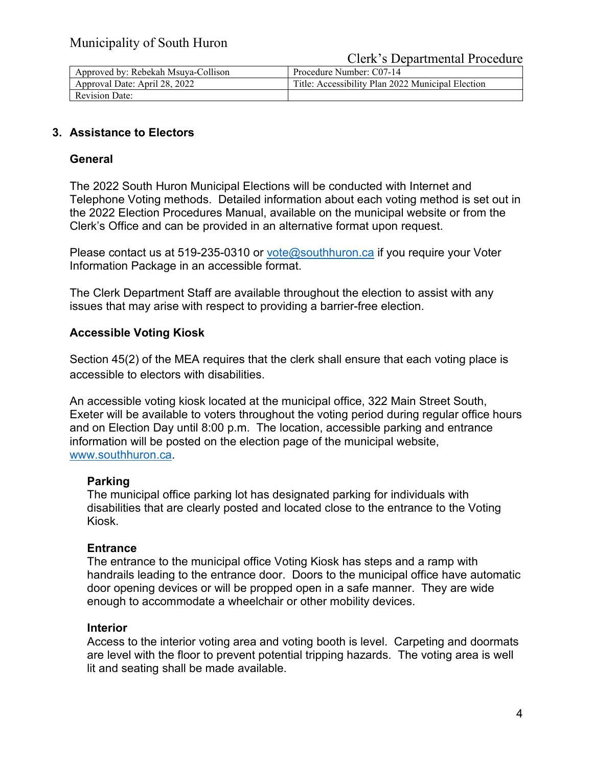## 3. Assistance to Electors

### General

The 2022 South Huron Municipal Elections will be conducted with Internet and Telephone Voting methods. Detailed information about each voting method is set out in the 2022 Election Procedures Manual, available on the municipal website or from the Clerk's Office and can be provided in an alternative format upon request.

Please contact us at 519-235-0310 or vote@southhuron.ca if you require your Voter Information Package in an accessible format.

The Clerk Department Staff are available throughout the election to assist with any issues that may arise with respect to providing a barrier-free election.

### Accessible Voting Kiosk

Section 45(2) of the MEA requires that the clerk shall ensure that each voting place is accessible to electors with disabilities.

An accessible voting kiosk located at the municipal office, 322 Main Street South, Exeter will be available to voters throughout the voting period during regular office hours and on Election Day until 8:00 p.m. The location, accessible parking and entrance information will be posted on the election page of the municipal website, www.southhuron.ca.

**Parking**
The municipal office parking lot has designated parking for individuals with disabilities that are clearly posted and located close to the entrance to the Voting Kiosk.

**Entrance**
The entrance to the municipal office Voting Kiosk has steps and a ramp with handrails leading to the entrance door. Doors to the municipal office have automatic door opening devices or will be propped open in a safe manner. They are wide enough to accommodate a wheelchair or other mobility devices.

**Interior**
Access to the interior voting area and voting booth is level. Carpeting and doormats are level with the floor to prevent potential tripping hazards. The voting area is well lit and seating shall be made available.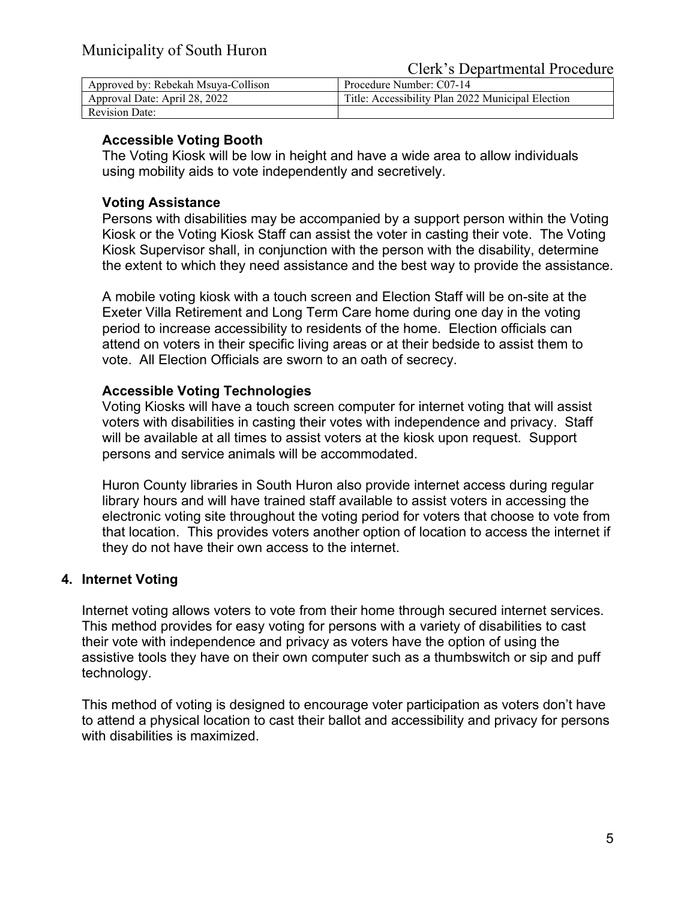### Accessible Voting Booth

The Voting Kiosk will be low in height and have a wide area to allow individuals using mobility aids to vote independently and secretively.

### Voting Assistance

Persons with disabilities may be accompanied by a support person within the Voting Kiosk or the Voting Kiosk Staff can assist the voter in casting their vote. The Voting Kiosk Supervisor shall, in conjunction with the person with the disability, determine the extent to which they need assistance and the best way to provide the assistance.

A mobile voting kiosk with a touch screen and Election Staff will be on-site at the Exeter Villa Retirement and Long Term Care home during one day in the voting period to increase accessibility to residents of the home. Election officials can attend on voters in their specific living areas or at their bedside to assist them to vote. All Election Officials are sworn to an oath of secrecy.

### Accessible Voting Technologies

Voting Kiosks will have a touch screen computer for internet voting that will assist voters with disabilities in casting their votes with independence and privacy. Staff will be available at all times to assist voters at the kiosk upon request. Support persons and service animals will be accommodated.

Huron County libraries in South Huron also provide internet access during regular library hours and will have trained staff available to assist voters in accessing the electronic voting site throughout the voting period for voters that choose to vote from that location. This provides voters another option of location to access the internet if they do not have their own access to the internet.

## 4. Internet Voting

Internet voting allows voters to vote from their home through secured internet services. This method provides for easy voting for persons with a variety of disabilities to cast their vote with independence and privacy as voters have the option of using the assistive tools they have on their own computer such as a thumbswitch or sip and puff technology.

This method of voting is designed to encourage voter participation as voters don't have to attend a physical location to cast their ballot and accessibility and privacy for persons with disabilities is maximized.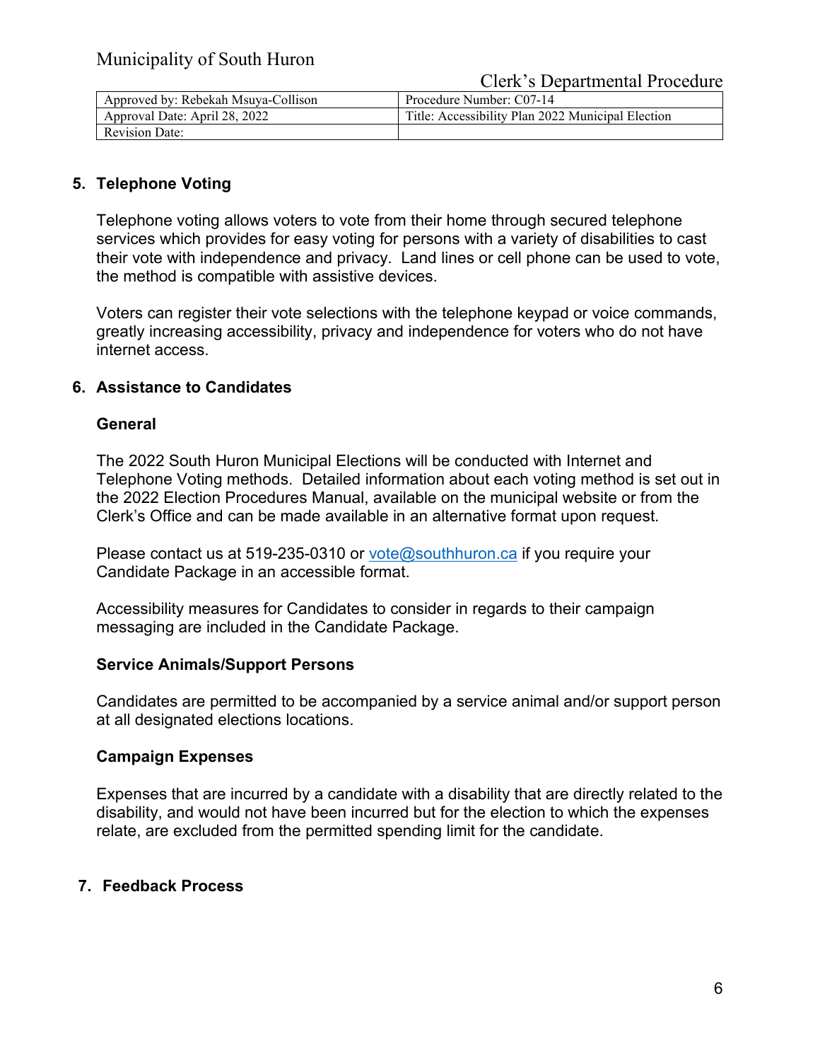## 5. Telephone Voting

Telephone voting allows voters to vote from their home through secured telephone services which provides for easy voting for persons with a variety of disabilities to cast their vote with independence and privacy. Land lines or cell phone can be used to vote, the method is compatible with assistive devices.

Voters can register their vote selections with the telephone keypad or voice commands, greatly increasing accessibility, privacy and independence for voters who do not have internet access.

## 6. Assistance to Candidates

### General

The 2022 South Huron Municipal Elections will be conducted with Internet and Telephone Voting methods. Detailed information about each voting method is set out in the 2022 Election Procedures Manual, available on the municipal website or from the Clerk's Office and can be made available in an alternative format upon request.

Please contact us at 519-235-0310 or [vote@southhuron.ca](mailto:vote@southhuron.ca) if you require your Candidate Package in an accessible format.

Accessibility measures for Candidates to consider in regards to their campaign messaging are included in the Candidate Package.

### Service Animals/Support Persons

Candidates are permitted to be accompanied by a service animal and/or support person at all designated elections locations.

### Campaign Expenses

Expenses that are incurred by a candidate with a disability that are directly related to the disability, and would not have been incurred but for the election to which the expenses relate, are excluded from the permitted spending limit for the candidate.

## 7. Feedback Process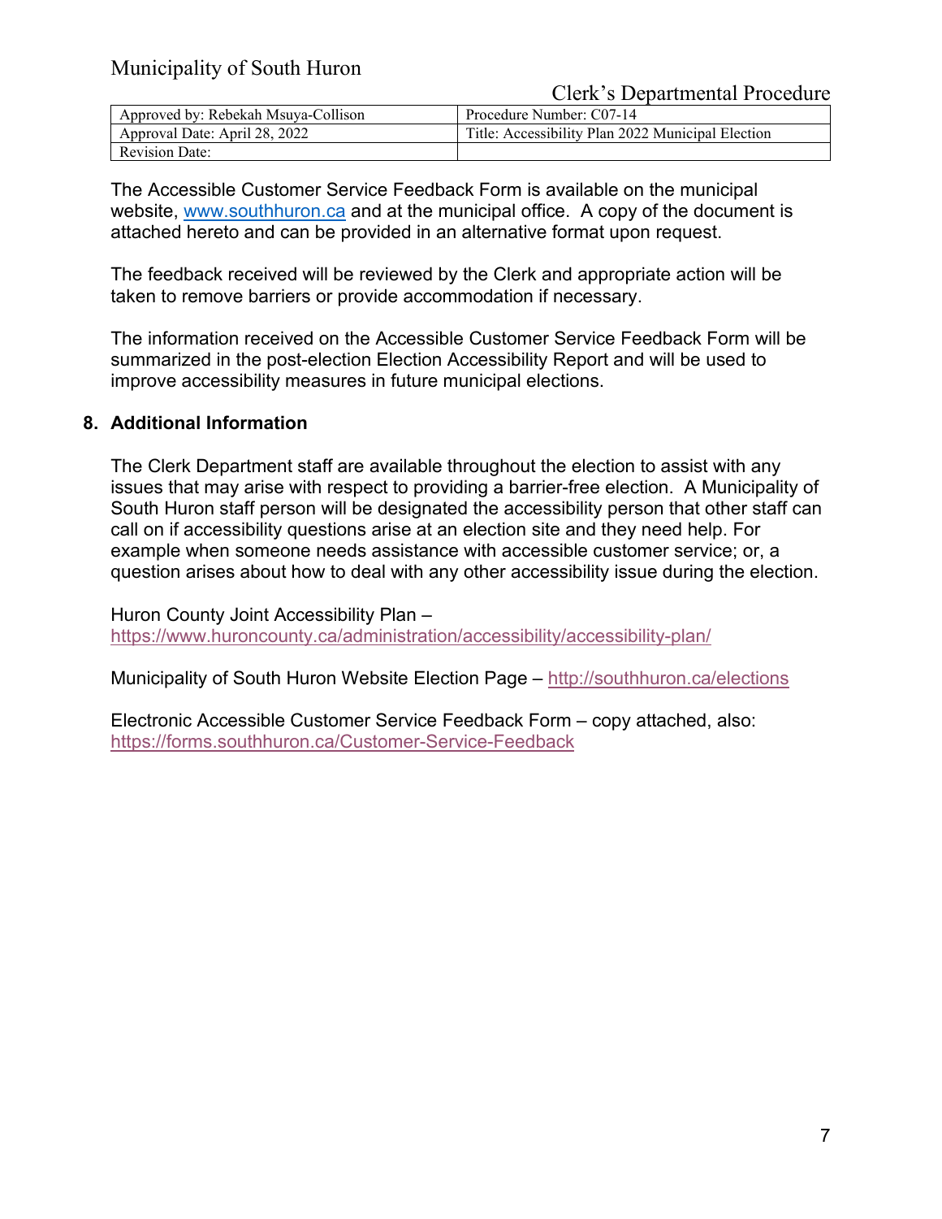The Accessible Customer Service Feedback Form is available on the municipal website, [www.southhuron.ca](http://www.southhuron.ca) and at the municipal office. A copy of the document is attached hereto and can be provided in an alternative format upon request.

The feedback received will be reviewed by the Clerk and appropriate action will be taken to remove barriers or provide accommodation if necessary.

The information received on the Accessible Customer Service Feedback Form will be summarized in the post-election Election Accessibility Report and will be used to improve accessibility measures in future municipal elections.

## 8. Additional Information

The Clerk Department staff are available throughout the election to assist with any issues that may arise with respect to providing a barrier-free election. A Municipality of South Huron staff person will be designated the accessibility person that other staff can call on if accessibility questions arise at an election site and they need help. For example when someone needs assistance with accessible customer service; or, a question arises about how to deal with any other accessibility issue during the election.

Huron County Joint Accessibility Plan –
[https://www.huroncounty.ca/administration/accessibility/accessibility-plan/](https://www.huroncounty.ca/administration/accessibility/accessibility-plan/)

Municipality of South Huron Website Election Page – [http://southhuron.ca/elections](http://southhuron.ca/elections)

Electronic Accessible Customer Service Feedback Form – copy attached, also:
[https://forms.southhuron.ca/Customer-Service-Feedback](https://forms.southhuron.ca/Customer-Service-Feedback)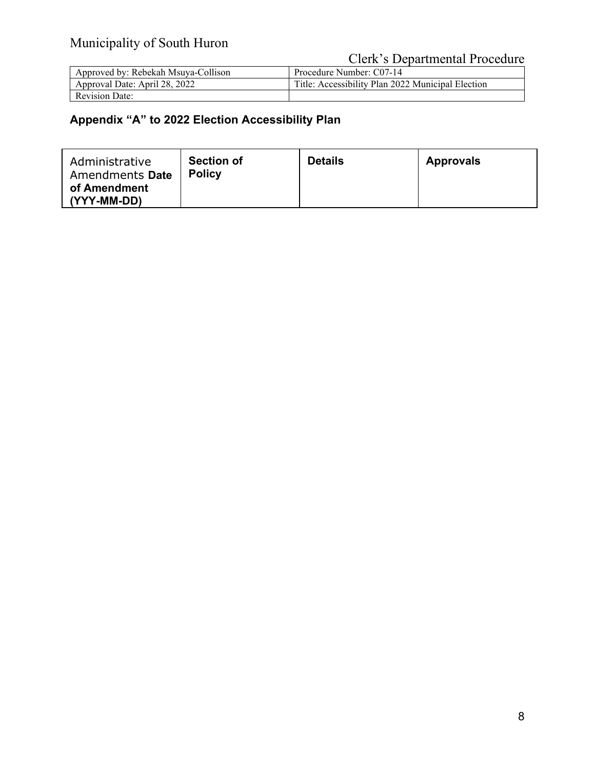Municipality of South Huron

Clerk's Departmental Procedure

| Approved by: Rebekah Msuya-Collison | Procedure Number: C07-14 |
|---|---|
| Approval Date: April 28, 2022 | Title: Accessibility Plan 2022 Municipal Election |
| Revision Date: | |

## Appendix "A" to 2022 Election Accessibility Plan

| Administrative Amendments **Date of Amendment (YYY-MM-DD)** | **Section of Policy** | **Details** | **Approvals** |
|---|---|---|---|